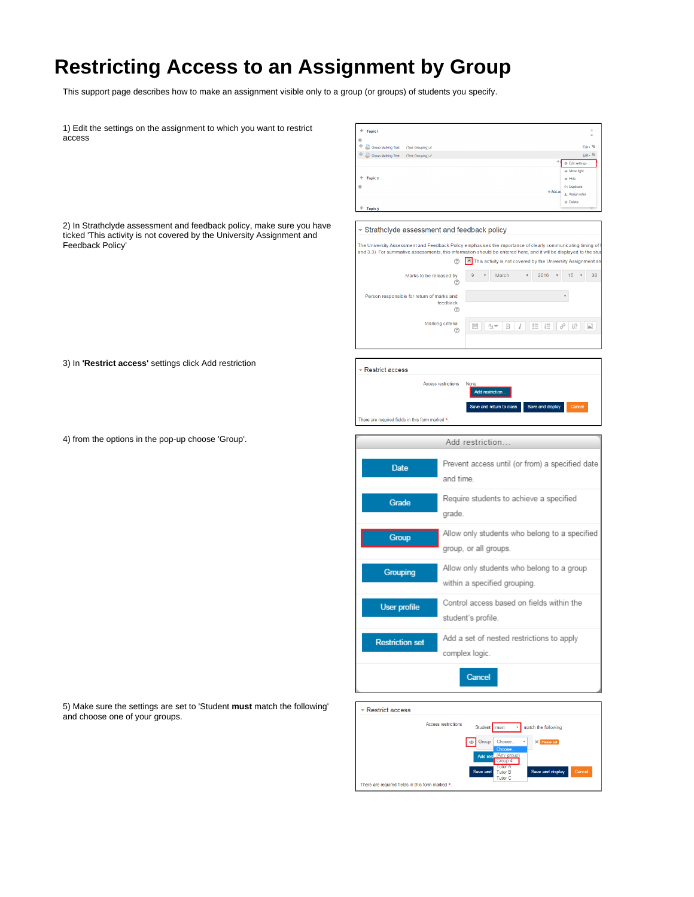# Restricting Access to an Assignment by Group

This support page describes how to make an assignment visible only to a group (or groups) of students you specify.

1) Edit the settings on the assignment to which you want to restrict access

2) In Strathclyde assessment and feedback policy, make sure you have ticked 'This activity is not covered by the University Assignment and Feedback Policy'

3) In **'Restrict access'** settings click Add restriction

4) from the options in the pop-up choose 'Group'.

5) Make sure the settings are set to 'Student **must** match the following' and choose one of your groups.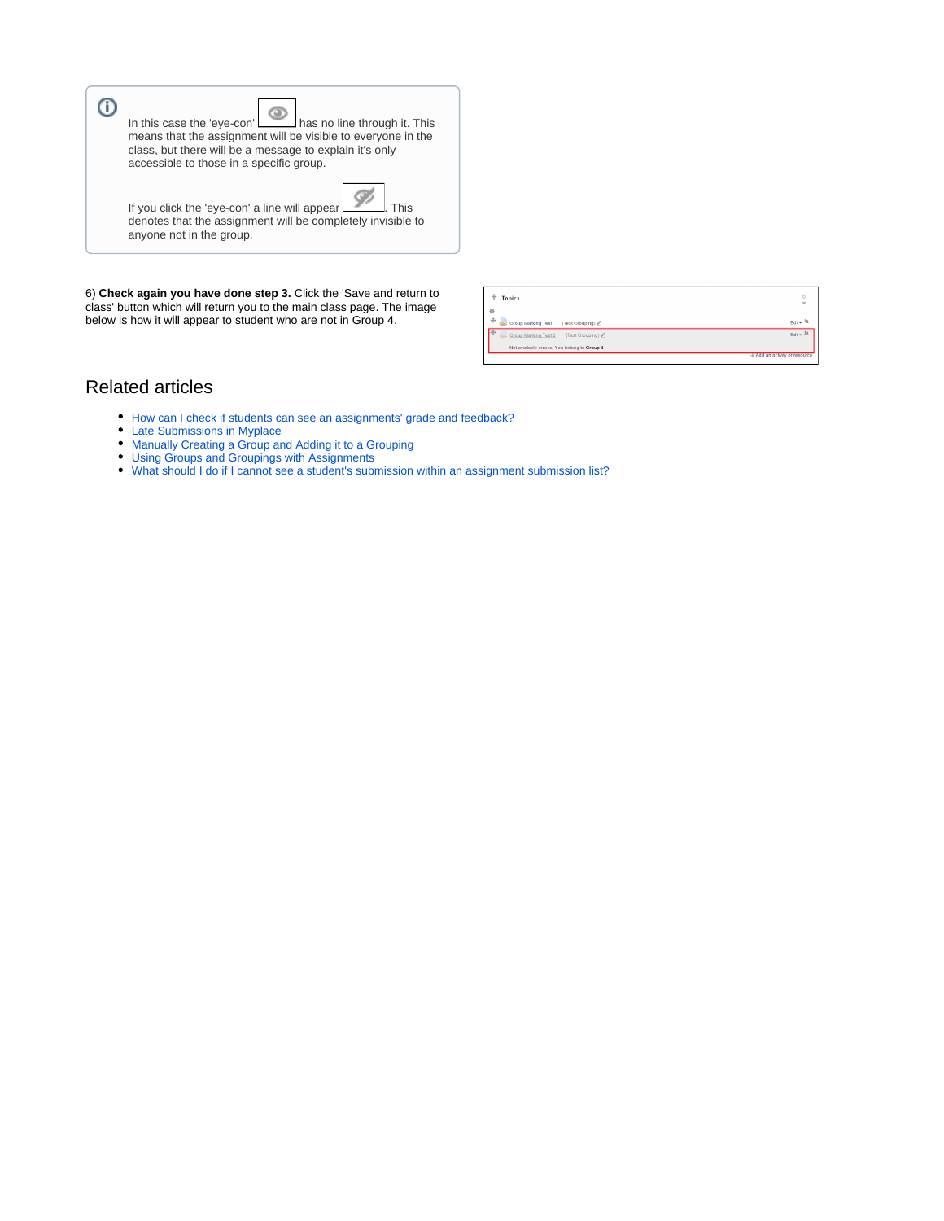In this case the 'eye-con' has no line through it. This means that the assignment will be visible to everyone in the class, but there will be a message to explain it's only accessible to those in a specific group.

If you click the 'eye-con' a line will appear. This denotes that the assignment will be completely invisible to anyone not in the group.

6) **Check again you have done step 3.** Click the 'Save and return to class' button which will return you to the main class page. The image below is how it will appear to student who are not in Group 4.

## Related articles

- How can I check if students can see an assignments' grade and feedback?
- Late Submissions in Myplace
- Manually Creating a Group and Adding it to a Grouping
- Using Groups and Groupings with Assignments
- What should I do if I cannot see a student's submission within an assignment submission list?